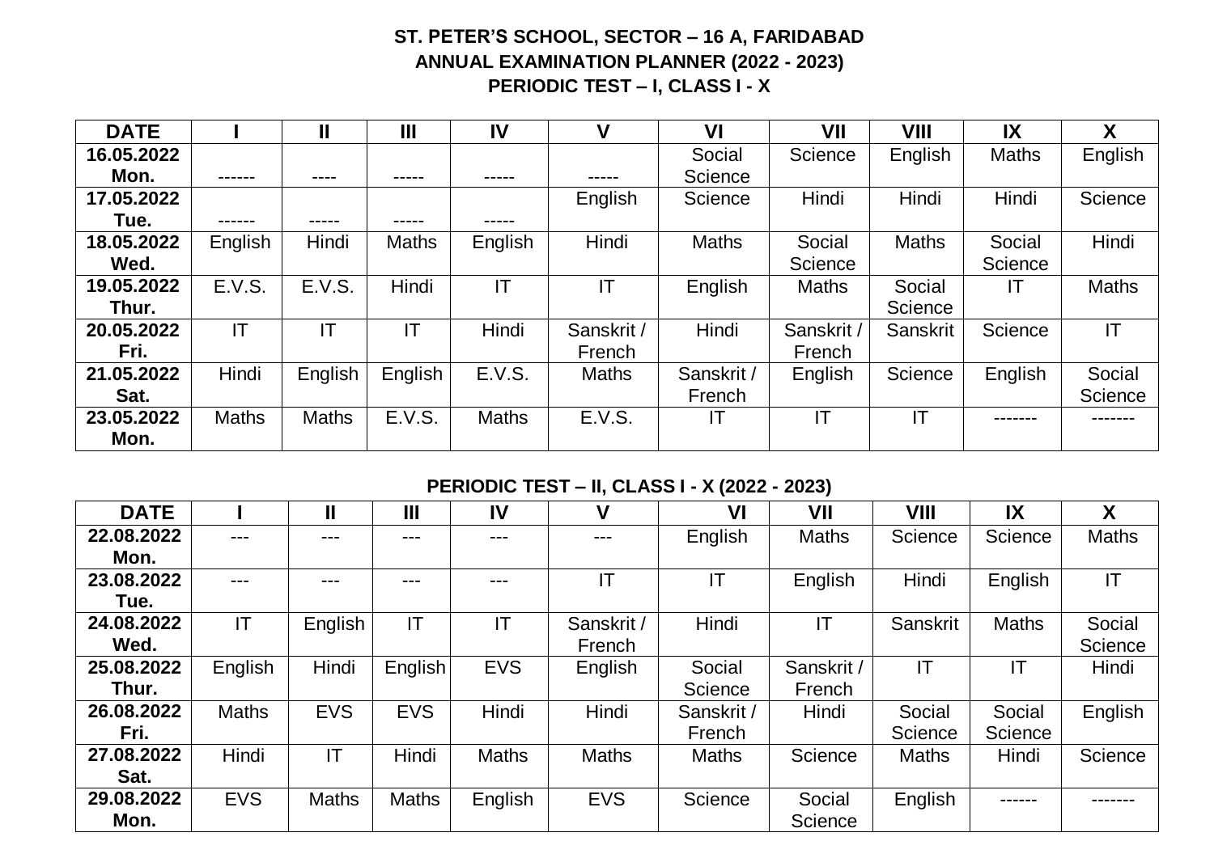**ST. PETER'S SCHOOL, SECTOR – 16 A, FARIDABAD**
**ANNUAL EXAMINATION PLANNER (2022 - 2023)**
**PERIODIC TEST – I, CLASS I - X**

| DATE | I | II | III | IV | V | VI | VII | VIII | IX | X |
|---|---|---|---|---|---|---|---|---|---|---|
| 16.05.2022 Mon. | ------ | ---- | ----- | ----- | ----- | Social Science | Science | English | Maths | English |
| 17.05.2022 Tue. | ------ | ----- | ----- | ----- | English | Science | Hindi | Hindi | Hindi | Science |
| 18.05.2022 Wed. | English | Hindi | Maths | English | Hindi | Maths | Social Science | Maths | Social Science | Hindi |
| 19.05.2022 Thur. | E.V.S. | E.V.S. | Hindi | IT | IT | English | Maths | Social Science | IT | Maths |
| 20.05.2022 Fri. | IT | IT | IT | Hindi | Sanskrit / French | Hindi | Sanskrit / French | Sanskrit | Science | IT |
| 21.05.2022 Sat. | Hindi | English | English | E.V.S. | Maths | Sanskrit / French | English | Science | English | Social Science |
| 23.05.2022 Mon. | Maths | Maths | E.V.S. | Maths | E.V.S. | IT | IT | IT | ------- | ------- |

**PERIODIC TEST – II, CLASS I - X (2022 - 2023)**

| DATE | I | II | III | IV | V | VI | VII | VIII | IX | X |
|---|---|---|---|---|---|---|---|---|---|---|
| 22.08.2022 Mon. | --- | --- | --- | --- | --- | English | Maths | Science | Science | Maths |
| 23.08.2022 Tue. | --- | --- | --- | --- | IT | IT | English | Hindi | English | IT |
| 24.08.2022 Wed. | IT | English | IT | IT | Sanskrit / French | Hindi | IT | Sanskrit | Maths | Social Science |
| 25.08.2022 Thur. | English | Hindi | English | EVS | English | Social Science | Sanskrit / French | IT | IT | Hindi |
| 26.08.2022 Fri. | Maths | EVS | EVS | Hindi | Hindi | Sanskrit / French | Hindi | Social Science | Social Science | English |
| 27.08.2022 Sat. | Hindi | IT | Hindi | Maths | Maths | Maths | Science | Maths | Hindi | Science |
| 29.08.2022 Mon. | EVS | Maths | Maths | English | EVS | Science | Social Science | English | ------ | ------- |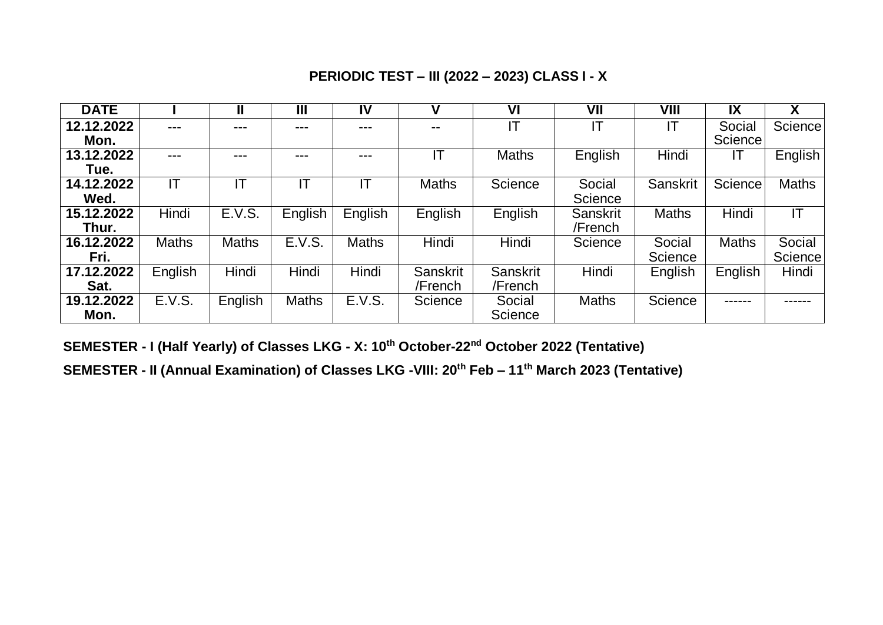## PERIODIC TEST – III (2022 – 2023) CLASS I - X

| DATE | I | II | III | IV | V | VI | VII | VIII | IX | X |
|---|---|---|---|---|---|---|---|---|---|---|
| 12.12.2022 Mon. | --- | --- | --- | --- | -- | IT | IT | IT | Social Science | Science |
| 13.12.2022 Tue. | --- | --- | --- | --- | IT | Maths | English | Hindi | IT | English |
| 14.12.2022 Wed. | IT | IT | IT | IT | Maths | Science | Social Science | Sanskrit | Science | Maths |
| 15.12.2022 Thur. | Hindi | E.V.S. | English | English | English | English | Sanskrit /French | Maths | Hindi | IT |
| 16.12.2022 Fri. | Maths | Maths | E.V.S. | Maths | Hindi | Hindi | Science | Social Science | Maths | Social Science |
| 17.12.2022 Sat. | English | Hindi | Hindi | Hindi | Sanskrit /French | Sanskrit /French | Hindi | English | English | Hindi |
| 19.12.2022 Mon. | E.V.S. | English | Maths | E.V.S. | Science | Social Science | Maths | Science | ------ | ------ |

**SEMESTER - I (Half Yearly) of Classes LKG - X: 10th October-22nd October 2022 (Tentative)**

**SEMESTER - II (Annual Examination) of Classes LKG -VIII: 20th Feb – 11th March 2023 (Tentative)**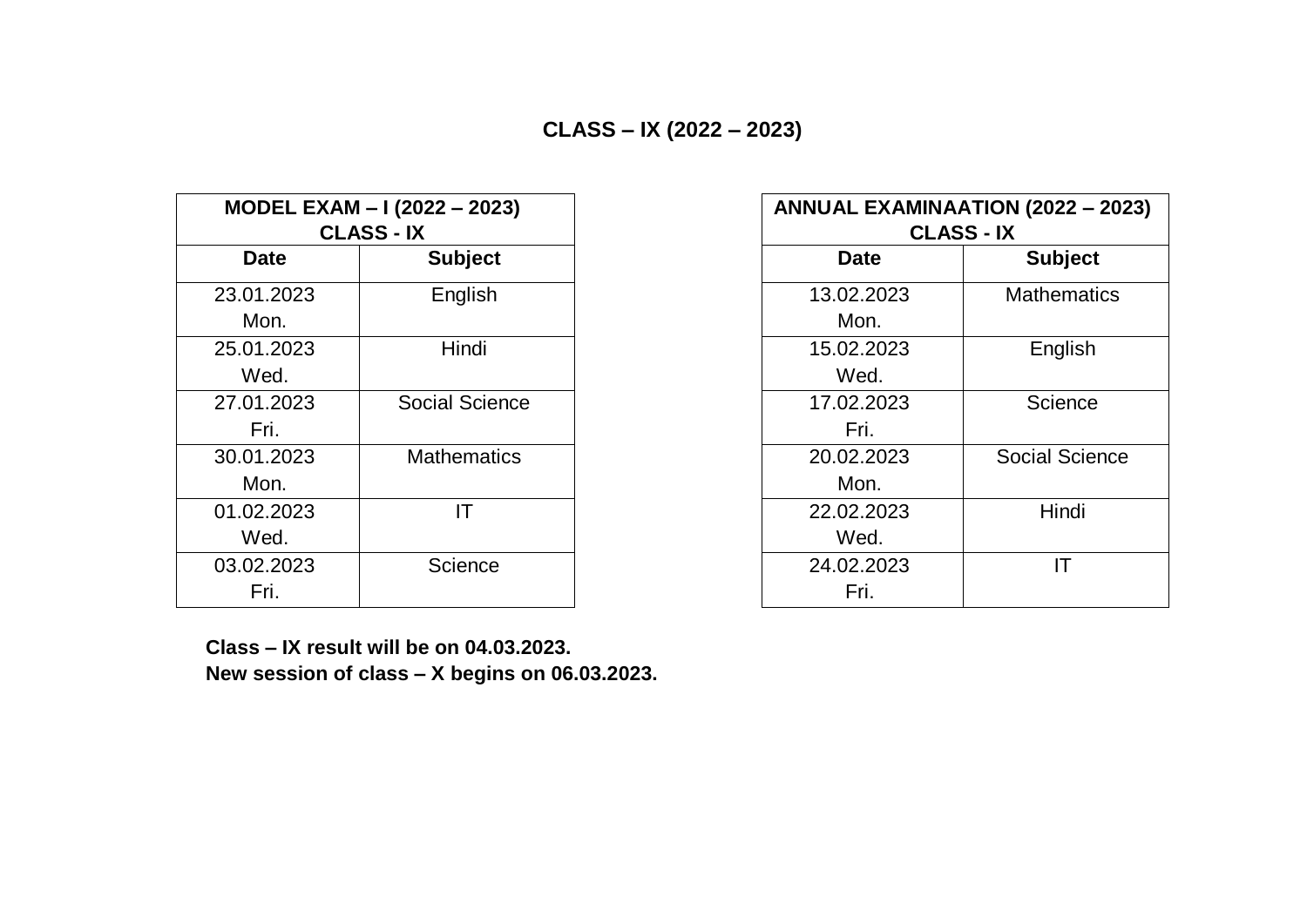# CLASS – IX (2022 – 2023)

| MODEL EXAM – I (2022 – 2023) CLASS - IX | |
|---|---|
| **Date** | **Subject** |
| 23.01.2023 Mon. | English |
| 25.01.2023 Wed. | Hindi |
| 27.01.2023 Fri. | Social Science |
| 30.01.2023 Mon. | Mathematics |
| 01.02.2023 Wed. | IT |
| 03.02.2023 Fri. | Science |

| ANNUAL EXAMINAATION (2022 – 2023) CLASS - IX | |
|---|---|
| **Date** | **Subject** |
| 13.02.2023 Mon. | Mathematics |
| 15.02.2023 Wed. | English |
| 17.02.2023 Fri. | Science |
| 20.02.2023 Mon. | Social Science |
| 22.02.2023 Wed. | Hindi |
| 24.02.2023 Fri. | IT |

**Class – IX result will be on 04.03.2023.**
**New session of class – X begins on 06.03.2023.**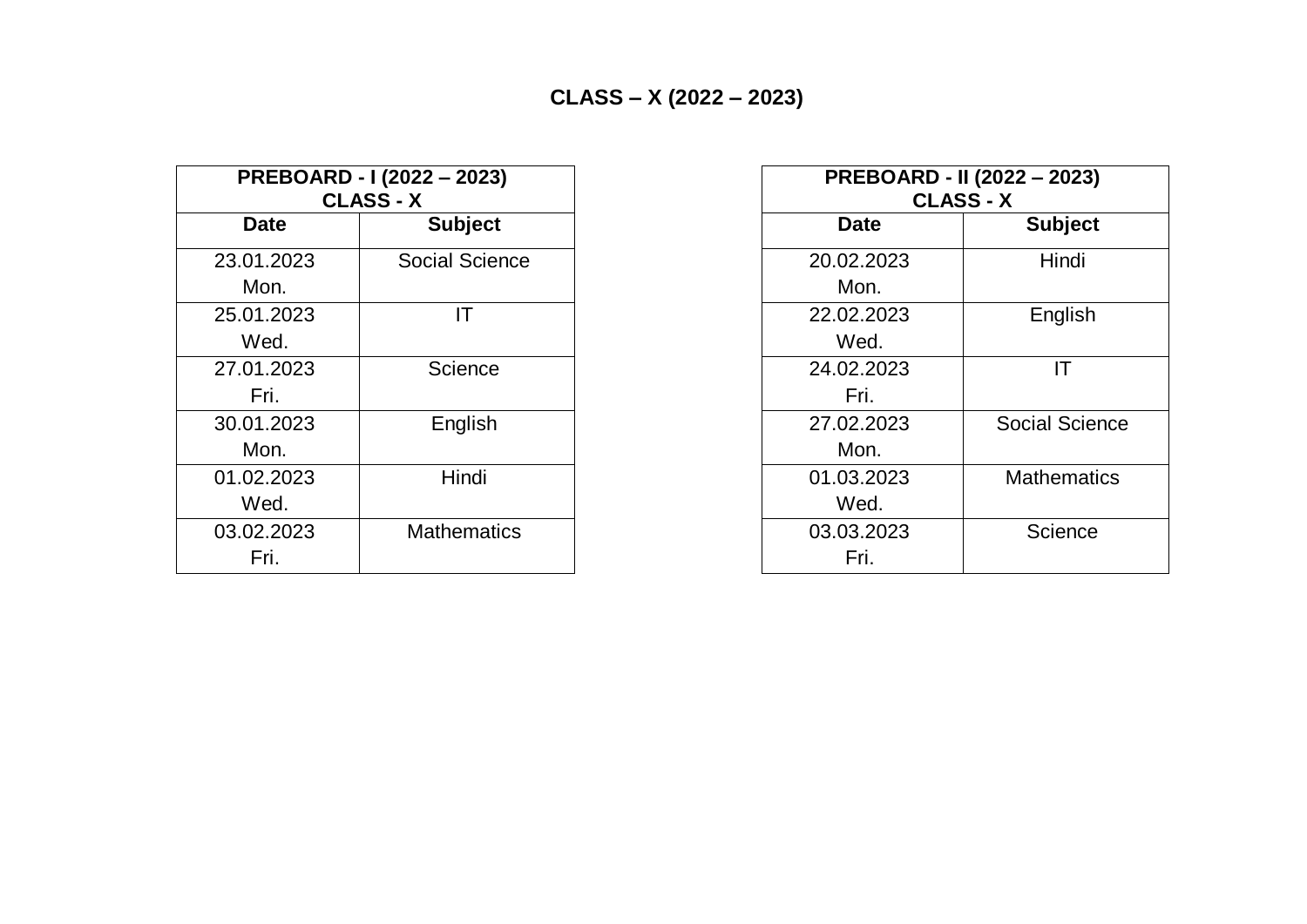# CLASS – X (2022 – 2023)

| PREBOARD - I (2022 – 2023) CLASS - X | |
|---|---|
| **Date** | **Subject** |
| 23.01.2023 Mon. | Social Science |
| 25.01.2023 Wed. | IT |
| 27.01.2023 Fri. | Science |
| 30.01.2023 Mon. | English |
| 01.02.2023 Wed. | Hindi |
| 03.02.2023 Fri. | Mathematics |

| PREBOARD - II (2022 – 2023) CLASS - X | |
|---|---|
| **Date** | **Subject** |
| 20.02.2023 Mon. | Hindi |
| 22.02.2023 Wed. | English |
| 24.02.2023 Fri. | IT |
| 27.02.2023 Mon. | Social Science |
| 01.03.2023 Wed. | Mathematics |
| 03.03.2023 Fri. | Science |